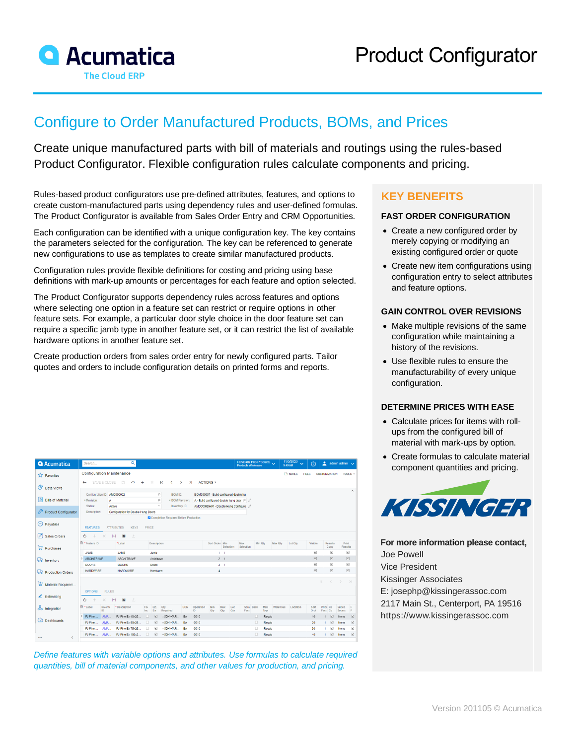# Acumatica

The Cloud ERP

# Product Configurator

## Configure to Order Manufactured Products, BOMs, and Prices

Create unique manufactured parts with bill of materials and routings using the rules-based Product Configurator. Flexible configuration rules calculate components and pricing.

Rules-based product configurators use pre-defined attributes, features, and options to create custom-manufactured parts using dependency rules and user-defined formulas. The Product Configurator is available from Sales Order Entry and CRM Opportunities.

Each configuration can be identified with a unique configuration key. The key contains the parameters selected for the configuration. The key can be referenced to generate new configurations to use as templates to create similar manufactured products.

Configuration rules provide flexible definitions for costing and pricing using base definitions with mark-up amounts or percentages for each feature and option selected.

The Product Configurator supports dependency rules across features and options where selecting one option in a feature set can restrict or require options in other feature sets. For example, a particular door style choice in the door feature set can require a specific jamb type in another feature set, or it can restrict the list of available hardware options in another feature set.

Create production orders from sales order entry for newly configured parts. Tailor quotes and orders to include configuration details on printed forms and reports.

*Define features with variable options and attributes. Use formulas to calculate required quantities, bill of material components, and other values for production, and pricing.*

## KEY BENEFITS

### FAST ORDER CONFIGURATION

- Create a new configured order by merely copying or modifying an existing configured order or quote
- Create new item configurations using configuration entry to select attributes and feature options.

### GAIN CONTROL OVER REVISIONS

- Make multiple revisions of the same configuration while maintaining a history of the revisions.
- Use flexible rules to ensure the manufacturability of every unique configuration.

### DETERMINE PRICES WITH EASE

- Calculate prices for items with roll-ups from the configured bill of material with mark-ups by option.
- Create formulas to calculate material component quantities and pricing.

KISSINGER

**For more information please contact,**
Joe Powell
Vice President
Kissinger Associates
E: josephp@kissingerassoc.com
2117 Main St., Centerport, PA 19516
https://www.kissingerassoc.com

Version 201105 © Acumatica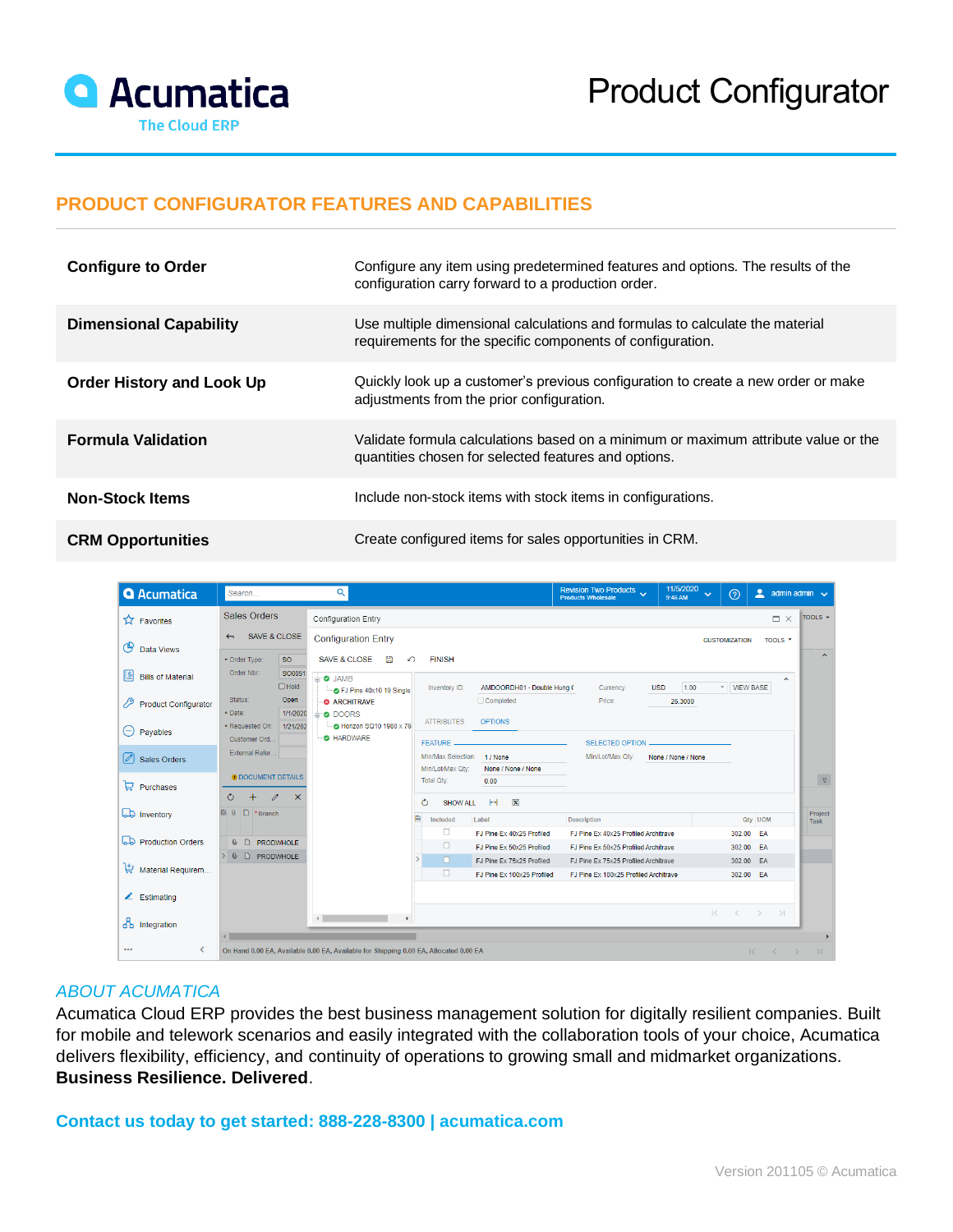Acumatica
The Cloud ERP

# Product Configurator

## PRODUCT CONFIGURATOR FEATURES AND CAPABILITIES

| | |
|---|---|
| **Configure to Order** | Configure any item using predetermined features and options. The results of the configuration carry forward to a production order. |
| **Dimensional Capability** | Use multiple dimensional calculations and formulas to calculate the material requirements for the specific components of configuration. |
| **Order History and Look Up** | Quickly look up a customer's previous configuration to create a new order or make adjustments from the prior configuration. |
| **Formula Validation** | Validate formula calculations based on a minimum or maximum attribute value or the quantities chosen for selected features and options. |
| **Non-Stock Items** | Include non-stock items with stock items in configurations. |
| **CRM Opportunities** | Create configured items for sales opportunities in CRM. |

### *ABOUT ACUMATICA*

Acumatica Cloud ERP provides the best business management solution for digitally resilient companies. Built for mobile and telework scenarios and easily integrated with the collaboration tools of your choice, Acumatica delivers flexibility, efficiency, and continuity of operations to growing small and midmarket organizations. **Business Resilience. Delivered**.

**Contact us today to get started: 888-228-8300 | acumatica.com**

Version 201105 © Acumatica